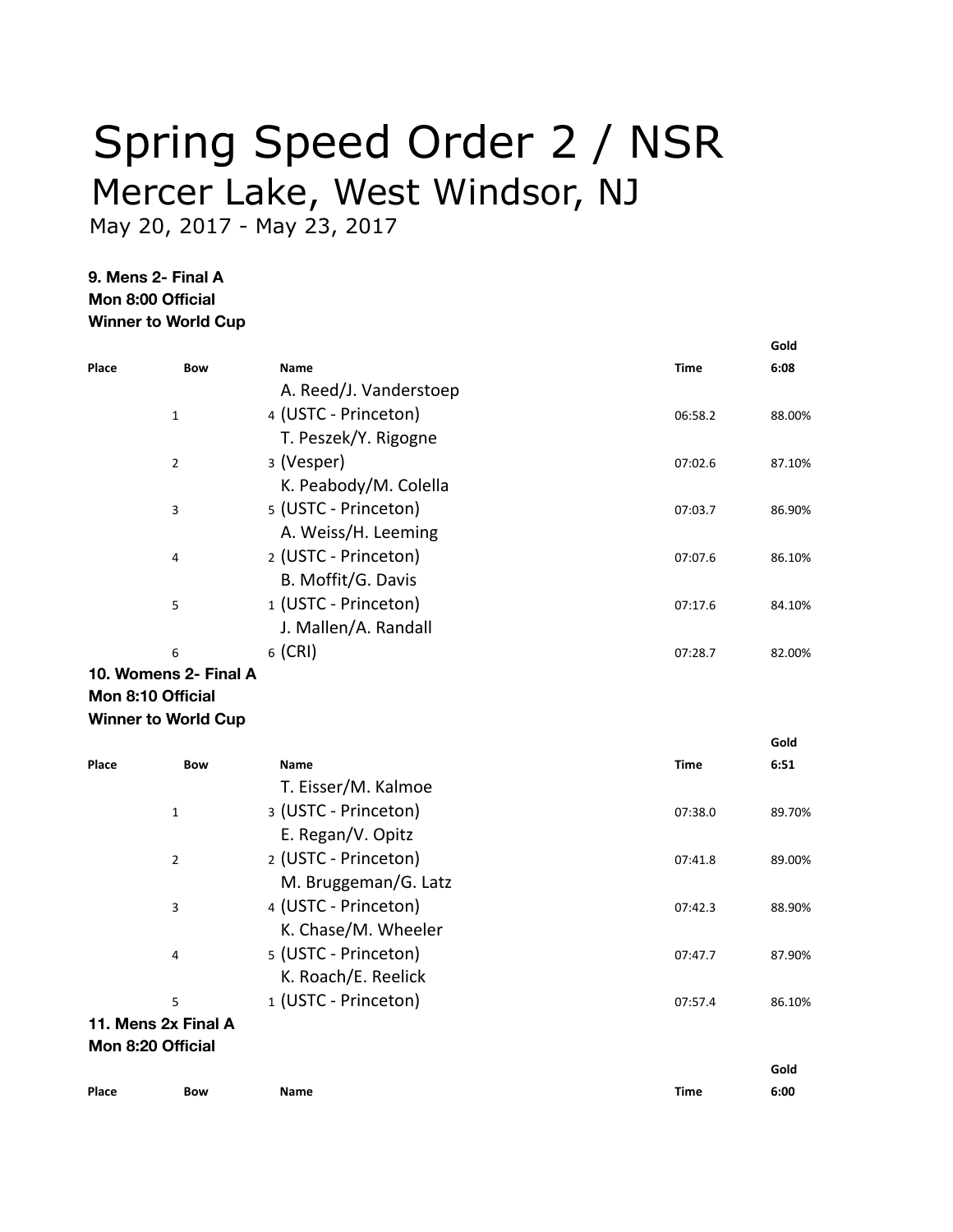# Spring Speed Order 2 / NSR

## Mercer Lake, West Windsor, NJ

May 20, 2017 - May 23, 2017

**9. Mens 2- Final A**
**Mon 8:00 Official**
**Winner to World Cup**

| Place | Bow | Name | Time | Gold 6:08 |
|---|---|---|---|---|
| 1 | 4 | A. Reed/J. Vanderstoep (USTC - Princeton) | 06:58.2 | 88.00% |
| 2 | 3 | T. Peszek/Y. Rigogne (Vesper) | 07:02.6 | 87.10% |
| 3 | 5 | K. Peabody/M. Colella (USTC - Princeton) | 07:03.7 | 86.90% |
| 4 | 2 | A. Weiss/H. Leeming (USTC - Princeton) | 07:07.6 | 86.10% |
| 5 | 1 | B. Moffit/G. Davis (USTC - Princeton) | 07:17.6 | 84.10% |
| 6 | 6 | J. Mallen/A. Randall (CRI) | 07:28.7 | 82.00% |

**10. Womens 2- Final A**
**Mon 8:10 Official**
**Winner to World Cup**

| Place | Bow | Name | Time | Gold 6:51 |
|---|---|---|---|---|
| 1 | 3 | T. Eisser/M. Kalmoe (USTC - Princeton) | 07:38.0 | 89.70% |
| 2 | 2 | E. Regan/V. Opitz (USTC - Princeton) | 07:41.8 | 89.00% |
| 3 | 4 | M. Bruggeman/G. Latz (USTC - Princeton) | 07:42.3 | 88.90% |
| 4 | 5 | K. Chase/M. Wheeler (USTC - Princeton) | 07:47.7 | 87.90% |
| 5 | 1 | K. Roach/E. Reelick (USTC - Princeton) | 07:57.4 | 86.10% |

**11. Mens 2x Final A**
**Mon 8:20 Official**

| Place | Bow | Name | Time | Gold 6:00 |
|---|---|---|---|---|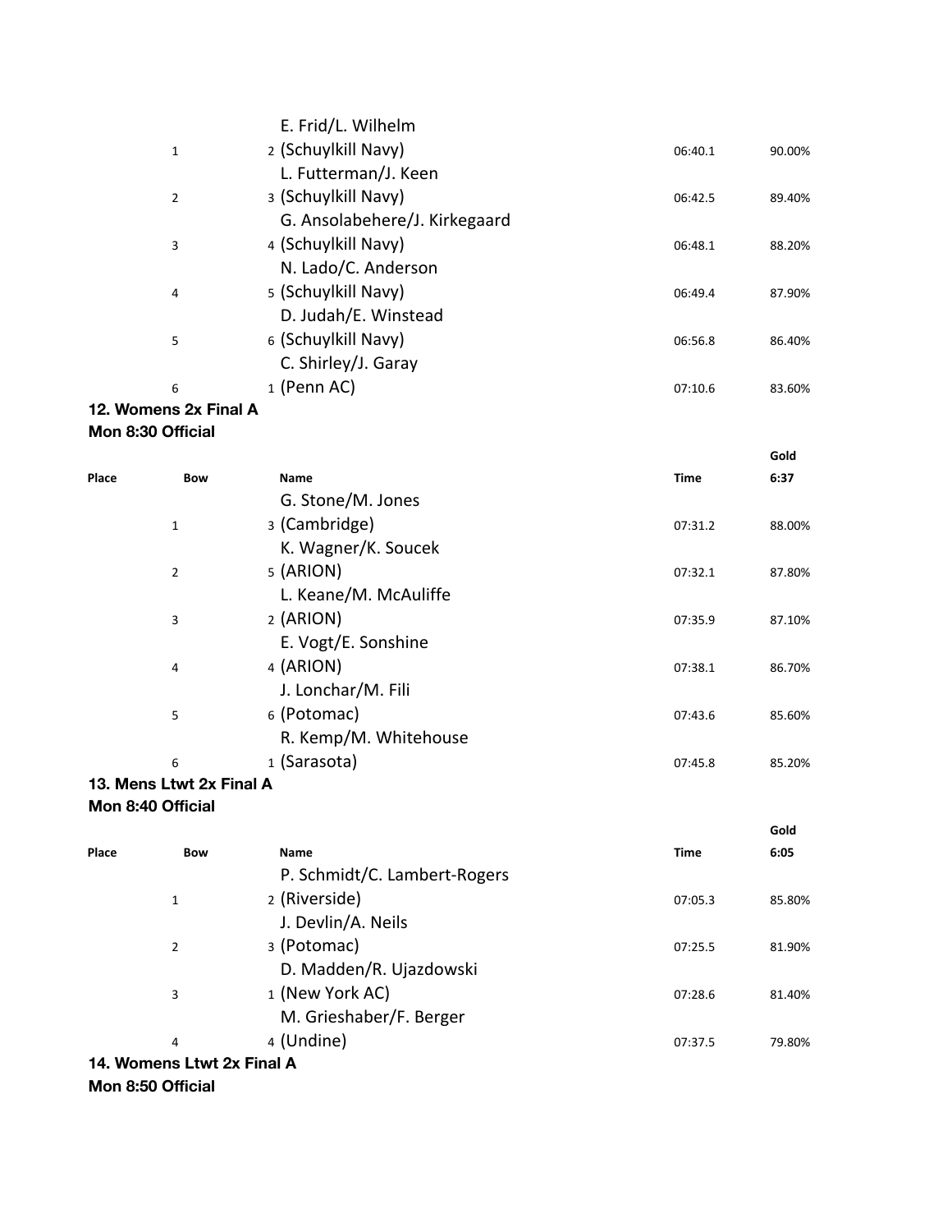| Place | Bow | Name | Time | |
|---|---|---|---|---|
| | 1 | 2 (Schuylkill Navy) E. Frid/L. Wilhelm | 06:40.1 | 90.00% |
| | 2 | 3 (Schuylkill Navy) L. Futterman/J. Keen | 06:42.5 | 89.40% |
| | 3 | 4 (Schuylkill Navy) G. Ansolabehere/J. Kirkegaard | 06:48.1 | 88.20% |
| | 4 | 5 (Schuylkill Navy) N. Lado/C. Anderson | 06:49.4 | 87.90% |
| | 5 | 6 (Schuylkill Navy) D. Judah/E. Winstead | 06:56.8 | 86.40% |
| | 6 | 1 (Penn AC) C. Shirley/J. Garay | 07:10.6 | 83.60% |

**12. Womens 2x Final A**

**Mon 8:30 Official**

| Place | Bow | Name | Time | Gold 6:37 |
|---|---|---|---|---|
| | 1 | 3 (Cambridge) G. Stone/M. Jones | 07:31.2 | 88.00% |
| | 2 | 5 (ARION) K. Wagner/K. Soucek | 07:32.1 | 87.80% |
| | 3 | 2 (ARION) L. Keane/M. McAuliffe | 07:35.9 | 87.10% |
| | 4 | 4 (ARION) E. Vogt/E. Sonshine | 07:38.1 | 86.70% |
| | 5 | 6 (Potomac) J. Lonchar/M. Fili | 07:43.6 | 85.60% |
| | 6 | 1 (Sarasota) R. Kemp/M. Whitehouse | 07:45.8 | 85.20% |

**13. Mens Ltwt 2x Final A**

**Mon 8:40 Official**

| Place | Bow | Name | Time | Gold 6:05 |
|---|---|---|---|---|
| | 1 | 2 (Riverside) P. Schmidt/C. Lambert-Rogers | 07:05.3 | 85.80% |
| | 2 | 3 (Potomac) J. Devlin/A. Neils | 07:25.5 | 81.90% |
| | 3 | 1 (New York AC) D. Madden/R. Ujazdowski | 07:28.6 | 81.40% |
| | 4 | 4 (Undine) M. Grieshaber/F. Berger | 07:37.5 | 79.80% |

**14. Womens Ltwt 2x Final A**

**Mon 8:50 Official**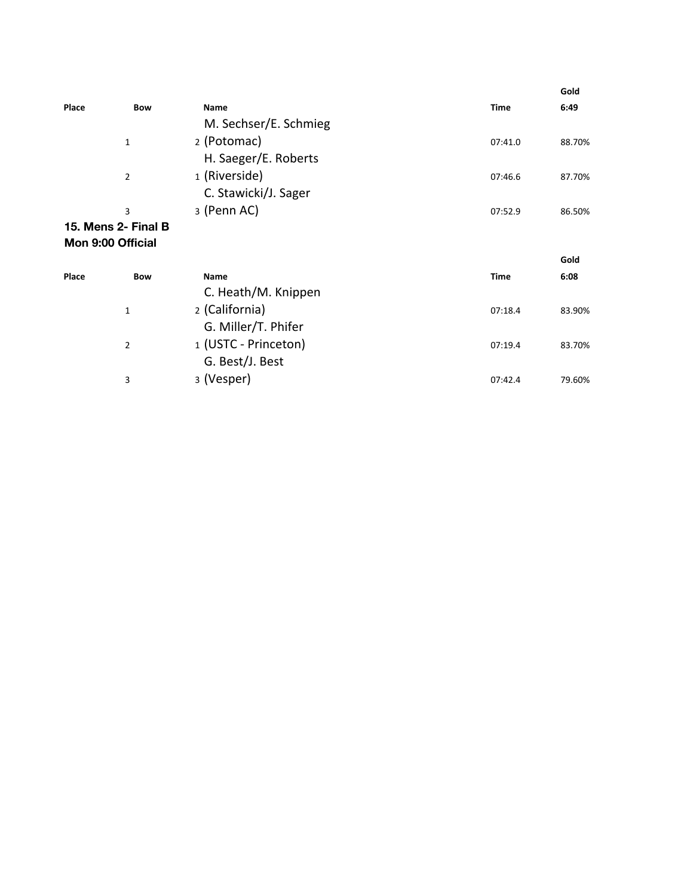| Place | Bow | Name | Time | Gold 6:49 |
|---|---|---|---|---|
| 1 | 2 | M. Sechser/E. Schmieg (Potomac) | 07:41.0 | 88.70% |
| 2 | 1 | H. Saeger/E. Roberts (Riverside) | 07:46.6 | 87.70% |
| 3 | 3 | C. Stawicki/J. Sager (Penn AC) | 07:52.9 | 86.50% |

**15. Mens 2- Final B**
**Mon 9:00 Official**

| Place | Bow | Name | Time | Gold 6:08 |
|---|---|---|---|---|
| 1 | 2 | C. Heath/M. Knippen (California) | 07:18.4 | 83.90% |
| 2 | 1 | G. Miller/T. Phifer (USTC - Princeton) | 07:19.4 | 83.70% |
| 3 | 3 | G. Best/J. Best (Vesper) | 07:42.4 | 79.60% |